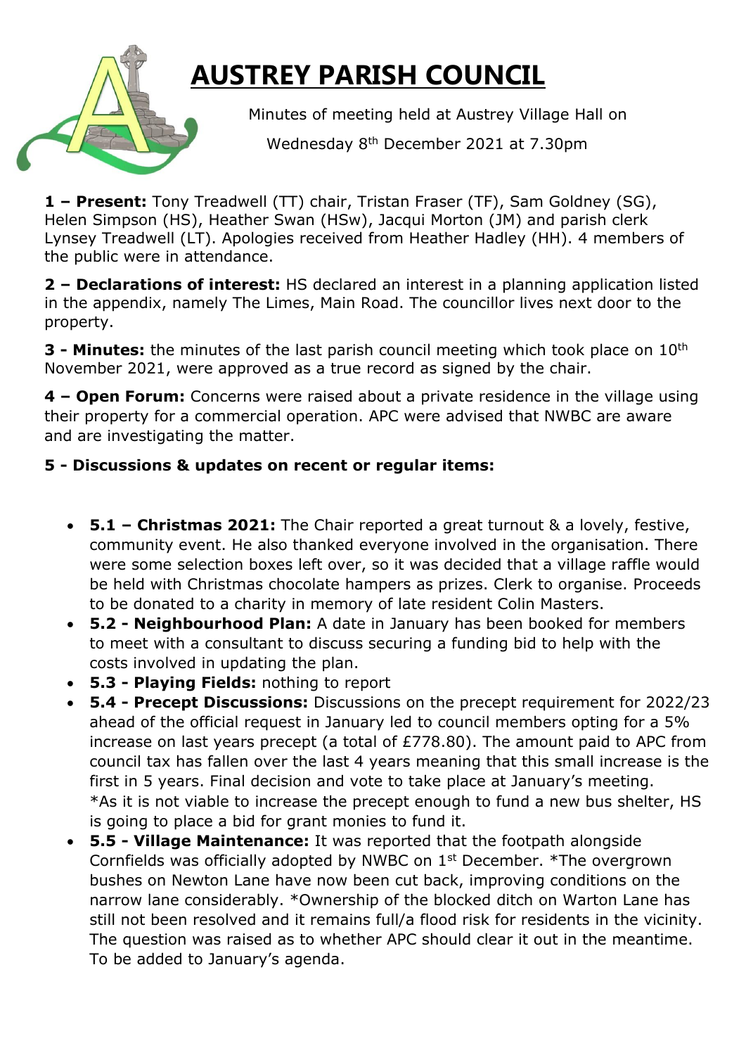# AUSTREY PARISH COUNCIL

Minutes of meeting held at Austrey Village Hall on Wednesday 8th December 2021 at 7.30pm

**1 – Present:** Tony Treadwell (TT) chair, Tristan Fraser (TF), Sam Goldney (SG), Helen Simpson (HS), Heather Swan (HSw), Jacqui Morton (JM) and parish clerk Lynsey Treadwell (LT). Apologies received from Heather Hadley (HH). 4 members of the public were in attendance.

**2 – Declarations of interest:** HS declared an interest in a planning application listed in the appendix, namely The Limes, Main Road. The councillor lives next door to the property.

**3 - Minutes:** the minutes of the last parish council meeting which took place on 10th November 2021, were approved as a true record as signed by the chair.

**4 – Open Forum:** Concerns were raised about a private residence in the village using their property for a commercial operation. APC were advised that NWBC are aware and are investigating the matter.

**5 - Discussions & updates on recent or regular items:**

- **5.1 – Christmas 2021:** The Chair reported a great turnout & a lovely, festive, community event. He also thanked everyone involved in the organisation. There were some selection boxes left over, so it was decided that a village raffle would be held with Christmas chocolate hampers as prizes. Clerk to organise. Proceeds to be donated to a charity in memory of late resident Colin Masters.
- **5.2 - Neighbourhood Plan:** A date in January has been booked for members to meet with a consultant to discuss securing a funding bid to help with the costs involved in updating the plan.
- **5.3 - Playing Fields:** nothing to report
- **5.4 - Precept Discussions:** Discussions on the precept requirement for 2022/23 ahead of the official request in January led to council members opting for a 5% increase on last years precept (a total of £778.80). The amount paid to APC from council tax has fallen over the last 4 years meaning that this small increase is the first in 5 years. Final decision and vote to take place at January's meeting. *As it is not viable to increase the precept enough to fund a new bus shelter, HS is going to place a bid for grant monies to fund it.
- **5.5 - Village Maintenance:** It was reported that the footpath alongside Cornfields was officially adopted by NWBC on 1st December. *The overgrown bushes on Newton Lane have now been cut back, improving conditions on the narrow lane considerably. *Ownership of the blocked ditch on Warton Lane has still not been resolved and it remains full/a flood risk for residents in the vicinity. The question was raised as to whether APC should clear it out in the meantime. To be added to January's agenda.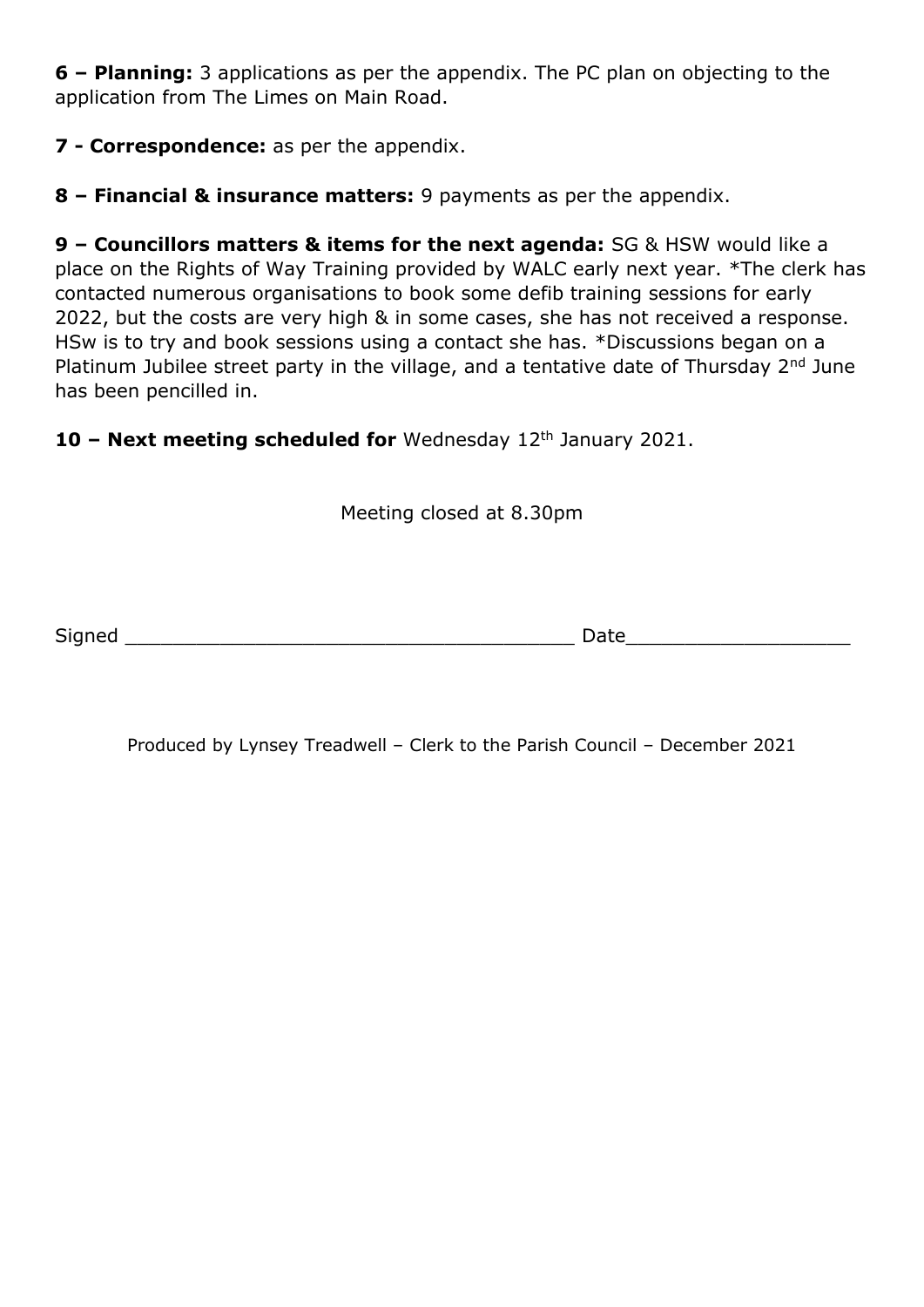**6 – Planning:** 3 applications as per the appendix. The PC plan on objecting to the application from The Limes on Main Road.

**7 - Correspondence:** as per the appendix.

**8 – Financial & insurance matters:** 9 payments as per the appendix.

**9 – Councillors matters & items for the next agenda:** SG & HSW would like a place on the Rights of Way Training provided by WALC early next year. *The clerk has contacted numerous organisations to book some defib training sessions for early 2022, but the costs are very high & in some cases, she has not received a response. HSw is to try and book sessions using a contact she has. *Discussions began on a Platinum Jubilee street party in the village, and a tentative date of Thursday 2nd June has been pencilled in.

**10 – Next meeting scheduled for** Wednesday 12th January 2021.

Meeting closed at 8.30pm

Signed ______________________________________ Date___________________

Produced by Lynsey Treadwell – Clerk to the Parish Council – December 2021